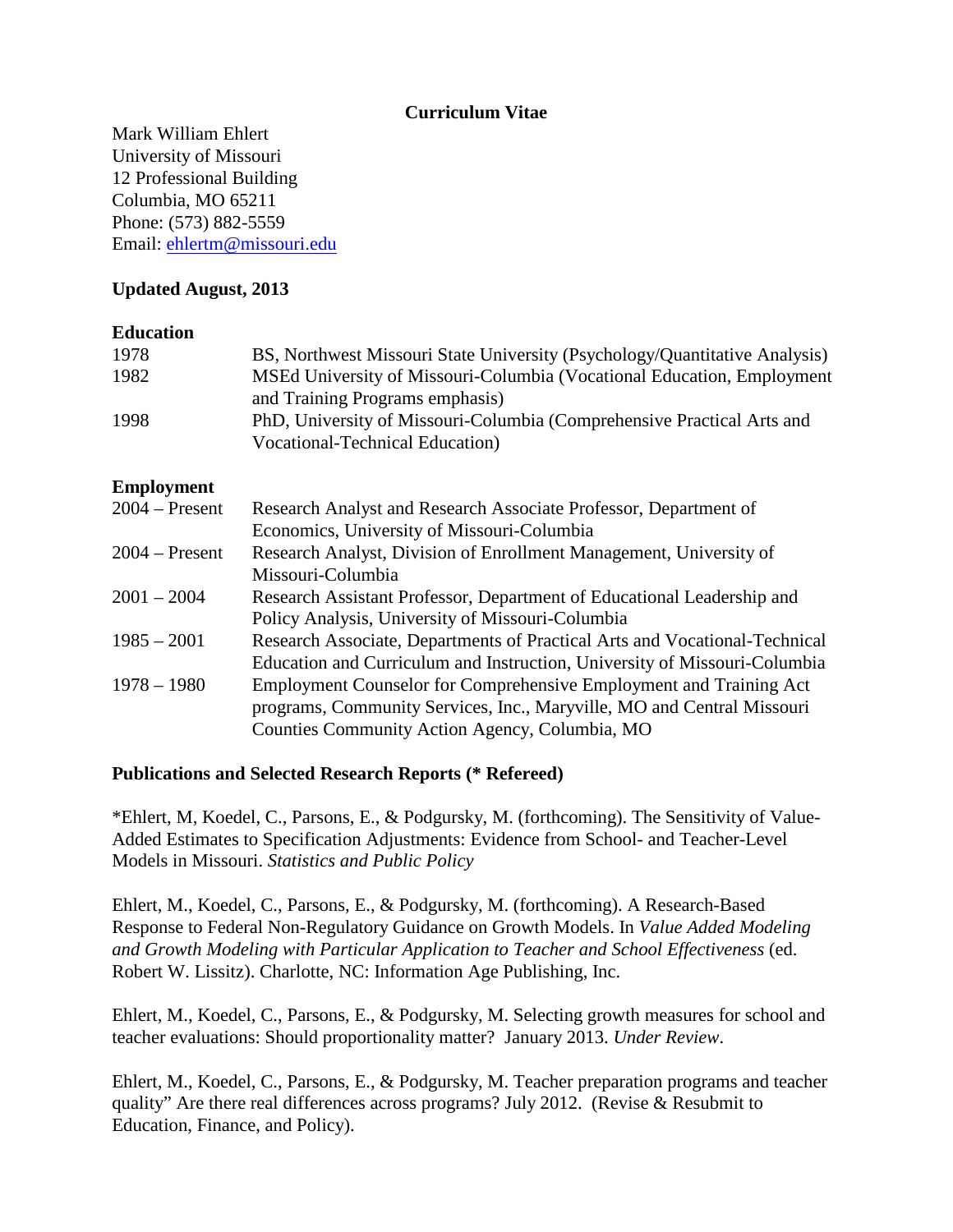# Curriculum Vitae

Mark William Ehlert
University of Missouri
12 Professional Building
Columbia, MO 65211
Phone: (573) 882-5559
Email: [ehlertm@missouri.edu](mailto:ehlertm@missouri.edu)

**Updated August, 2013**

## Education

| | |
|---|---|
| 1978 | BS, Northwest Missouri State University (Psychology/Quantitative Analysis) |
| 1982 | MSEd University of Missouri-Columbia (Vocational Education, Employment and Training Programs emphasis) |
| 1998 | PhD, University of Missouri-Columbia (Comprehensive Practical Arts and Vocational-Technical Education) |

## Employment

| | |
|---|---|
| 2004 – Present | Research Analyst and Research Associate Professor, Department of Economics, University of Missouri-Columbia |
| 2004 – Present | Research Analyst, Division of Enrollment Management, University of Missouri-Columbia |
| 2001 – 2004 | Research Assistant Professor, Department of Educational Leadership and Policy Analysis, University of Missouri-Columbia |
| 1985 – 2001 | Research Associate, Departments of Practical Arts and Vocational-Technical Education and Curriculum and Instruction, University of Missouri-Columbia |
| 1978 – 1980 | Employment Counselor for Comprehensive Employment and Training Act programs, Community Services, Inc., Maryville, MO and Central Missouri Counties Community Action Agency, Columbia, MO |

## Publications and Selected Research Reports (* Refereed)

*Ehlert, M, Koedel, C., Parsons, E., & Podgursky, M. (forthcoming). The Sensitivity of Value-Added Estimates to Specification Adjustments: Evidence from School- and Teacher-Level Models in Missouri. *Statistics and Public Policy*

Ehlert, M., Koedel, C., Parsons, E., & Podgursky, M. (forthcoming). A Research-Based Response to Federal Non-Regulatory Guidance on Growth Models. In *Value Added Modeling and Growth Modeling with Particular Application to Teacher and School Effectiveness* (ed. Robert W. Lissitz). Charlotte, NC: Information Age Publishing, Inc.

Ehlert, M., Koedel, C., Parsons, E., & Podgursky, M. Selecting growth measures for school and teacher evaluations: Should proportionality matter? January 2013. *Under Review*.

Ehlert, M., Koedel, C., Parsons, E., & Podgursky, M. Teacher preparation programs and teacher quality" Are there real differences across programs? July 2012. (Revise & Resubmit to Education, Finance, and Policy).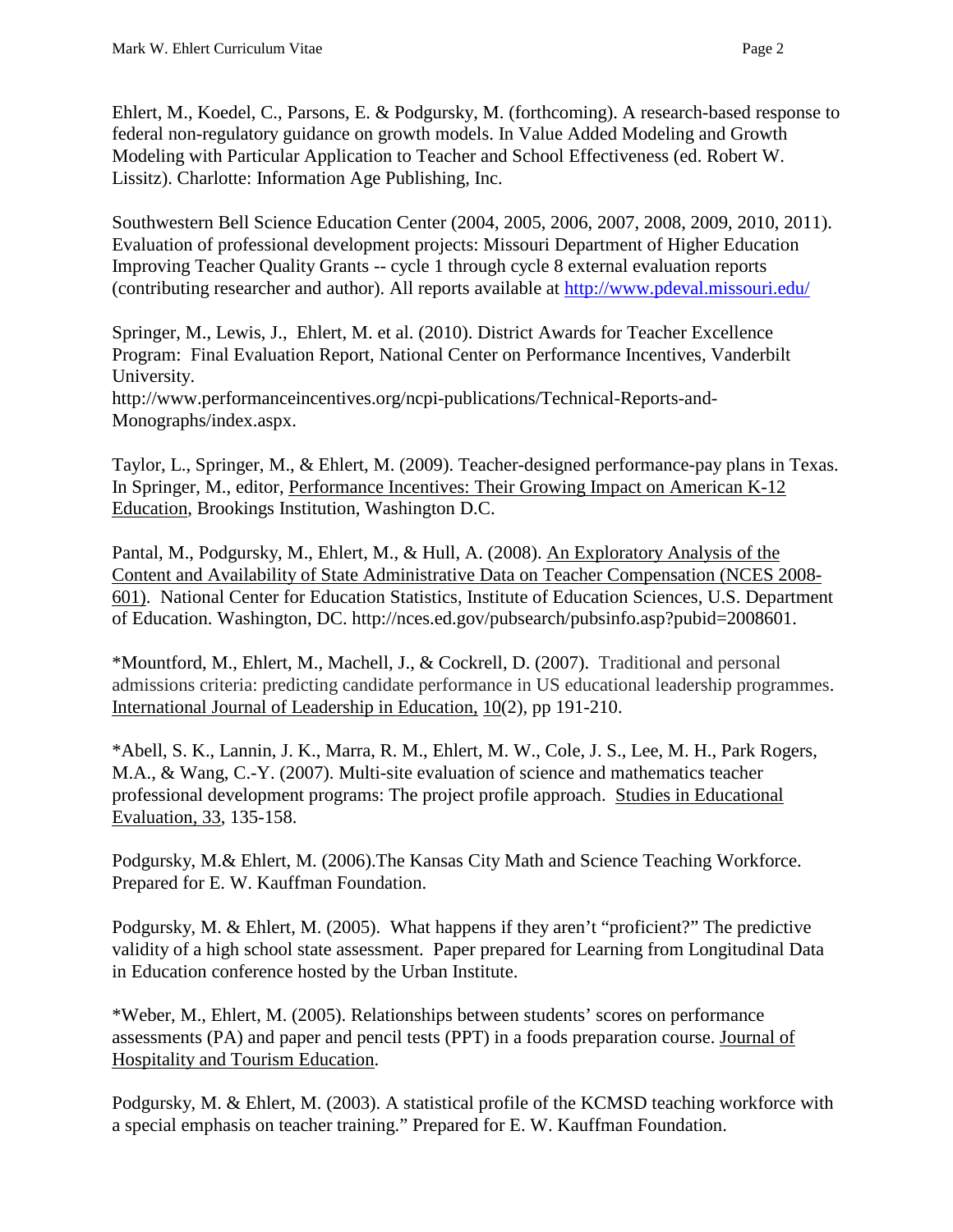Ehlert, M., Koedel, C., Parsons, E. & Podgursky, M. (forthcoming). A research-based response to federal non-regulatory guidance on growth models. In Value Added Modeling and Growth Modeling with Particular Application to Teacher and School Effectiveness (ed. Robert W. Lissitz). Charlotte: Information Age Publishing, Inc.

Southwestern Bell Science Education Center (2004, 2005, 2006, 2007, 2008, 2009, 2010, 2011). Evaluation of professional development projects: Missouri Department of Higher Education Improving Teacher Quality Grants -- cycle 1 through cycle 8 external evaluation reports (contributing researcher and author). All reports available at [http://www.pdeval.missouri.edu/](http://www.pdeval.missouri.edu/)

Springer, M., Lewis, J., Ehlert, M. et al. (2010). District Awards for Teacher Excellence Program: Final Evaluation Report, National Center on Performance Incentives, Vanderbilt University.
http://www.performanceincentives.org/ncpi-publications/Technical-Reports-and-Monographs/index.aspx.

Taylor, L., Springer, M., & Ehlert, M. (2009). Teacher-designed performance-pay plans in Texas. In Springer, M., editor, Performance Incentives: Their Growing Impact on American K-12 Education, Brookings Institution, Washington D.C.

Pantal, M., Podgursky, M., Ehlert, M., & Hull, A. (2008). An Exploratory Analysis of the Content and Availability of State Administrative Data on Teacher Compensation (NCES 2008-601). National Center for Education Statistics, Institute of Education Sciences, U.S. Department of Education. Washington, DC. http://nces.ed.gov/pubsearch/pubsinfo.asp?pubid=2008601.

*Mountford, M., Ehlert, M., Machell, J., & Cockrell, D. (2007). Traditional and personal admissions criteria: predicting candidate performance in US educational leadership programmes. International Journal of Leadership in Education, 10(2), pp 191-210.

*Abell, S. K., Lannin, J. K., Marra, R. M., Ehlert, M. W., Cole, J. S., Lee, M. H., Park Rogers, M.A., & Wang, C.-Y. (2007). Multi-site evaluation of science and mathematics teacher professional development programs: The project profile approach. Studies in Educational Evaluation, 33, 135-158.

Podgursky, M.& Ehlert, M. (2006).The Kansas City Math and Science Teaching Workforce. Prepared for E. W. Kauffman Foundation.

Podgursky, M. & Ehlert, M. (2005). What happens if they aren't "proficient?" The predictive validity of a high school state assessment. Paper prepared for Learning from Longitudinal Data in Education conference hosted by the Urban Institute.

*Weber, M., Ehlert, M. (2005). Relationships between students' scores on performance assessments (PA) and paper and pencil tests (PPT) in a foods preparation course. Journal of Hospitality and Tourism Education.

Podgursky, M. & Ehlert, M. (2003). A statistical profile of the KCMSD teaching workforce with a special emphasis on teacher training." Prepared for E. W. Kauffman Foundation.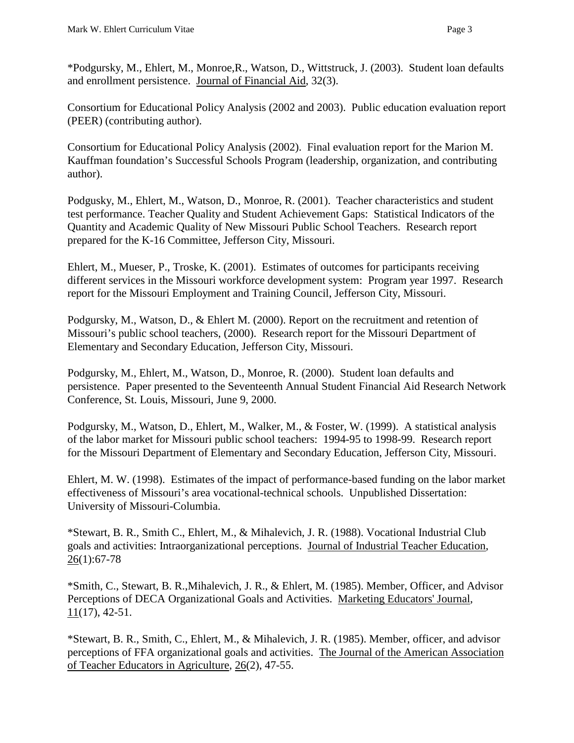*Podgursky, M., Ehlert, M., Monroe,R., Watson, D., Wittstruck, J. (2003). Student loan defaults and enrollment persistence. Journal of Financial Aid, 32(3).

Consortium for Educational Policy Analysis (2002 and 2003). Public education evaluation report (PEER) (contributing author).

Consortium for Educational Policy Analysis (2002). Final evaluation report for the Marion M. Kauffman foundation's Successful Schools Program (leadership, organization, and contributing author).

Podgusky, M., Ehlert, M., Watson, D., Monroe, R. (2001). Teacher characteristics and student test performance. Teacher Quality and Student Achievement Gaps: Statistical Indicators of the Quantity and Academic Quality of New Missouri Public School Teachers. Research report prepared for the K-16 Committee, Jefferson City, Missouri.

Ehlert, M., Mueser, P., Troske, K. (2001). Estimates of outcomes for participants receiving different services in the Missouri workforce development system: Program year 1997. Research report for the Missouri Employment and Training Council, Jefferson City, Missouri.

Podgursky, M., Watson, D., & Ehlert M. (2000). Report on the recruitment and retention of Missouri's public school teachers, (2000). Research report for the Missouri Department of Elementary and Secondary Education, Jefferson City, Missouri.

Podgursky, M., Ehlert, M., Watson, D., Monroe, R. (2000). Student loan defaults and persistence. Paper presented to the Seventeenth Annual Student Financial Aid Research Network Conference, St. Louis, Missouri, June 9, 2000.

Podgursky, M., Watson, D., Ehlert, M., Walker, M., & Foster, W. (1999). A statistical analysis of the labor market for Missouri public school teachers: 1994-95 to 1998-99. Research report for the Missouri Department of Elementary and Secondary Education, Jefferson City, Missouri.

Ehlert, M. W. (1998). Estimates of the impact of performance-based funding on the labor market effectiveness of Missouri's area vocational-technical schools. Unpublished Dissertation: University of Missouri-Columbia.

*Stewart, B. R., Smith C., Ehlert, M., & Mihalevich, J. R. (1988). Vocational Industrial Club goals and activities: Intraorganizational perceptions. Journal of Industrial Teacher Education, 26(1):67-78

*Smith, C., Stewart, B. R.,Mihalevich, J. R., & Ehlert, M. (1985). Member, Officer, and Advisor Perceptions of DECA Organizational Goals and Activities. Marketing Educators' Journal, 11(17), 42-51.

*Stewart, B. R., Smith, C., Ehlert, M., & Mihalevich, J. R. (1985). Member, officer, and advisor perceptions of FFA organizational goals and activities. The Journal of the American Association of Teacher Educators in Agriculture, 26(2), 47-55.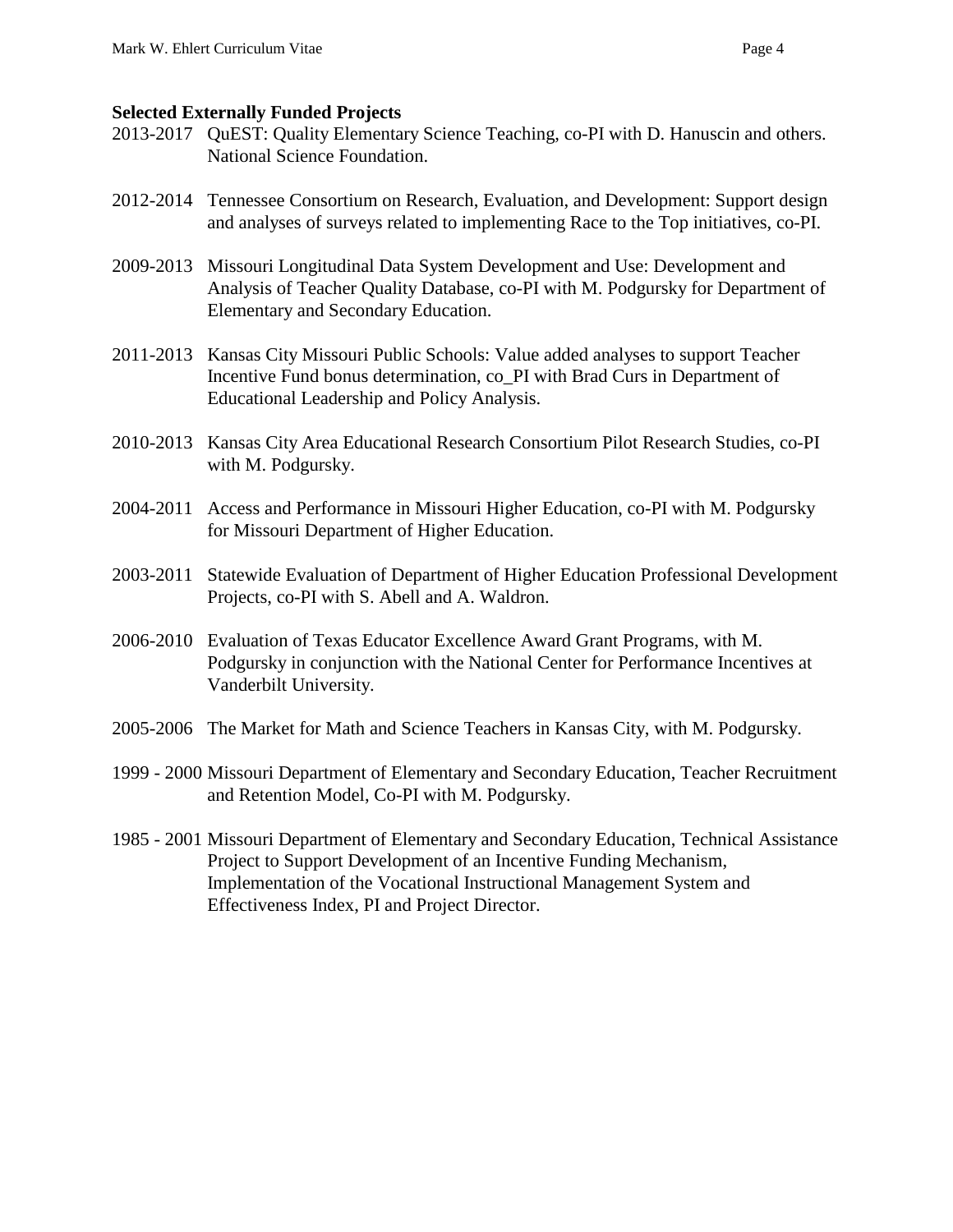**Selected Externally Funded Projects**

2013-2017 QuEST: Quality Elementary Science Teaching, co-PI with D. Hanuscin and others. National Science Foundation.

2012-2014 Tennessee Consortium on Research, Evaluation, and Development: Support design and analyses of surveys related to implementing Race to the Top initiatives, co-PI.

2009-2013 Missouri Longitudinal Data System Development and Use: Development and Analysis of Teacher Quality Database, co-PI with M. Podgursky for Department of Elementary and Secondary Education.

2011-2013 Kansas City Missouri Public Schools: Value added analyses to support Teacher Incentive Fund bonus determination, co_PI with Brad Curs in Department of Educational Leadership and Policy Analysis.

2010-2013 Kansas City Area Educational Research Consortium Pilot Research Studies, co-PI with M. Podgursky.

2004-2011 Access and Performance in Missouri Higher Education, co-PI with M. Podgursky for Missouri Department of Higher Education.

2003-2011 Statewide Evaluation of Department of Higher Education Professional Development Projects, co-PI with S. Abell and A. Waldron.

2006-2010 Evaluation of Texas Educator Excellence Award Grant Programs, with M. Podgursky in conjunction with the National Center for Performance Incentives at Vanderbilt University.

2005-2006 The Market for Math and Science Teachers in Kansas City, with M. Podgursky.

1999 - 2000 Missouri Department of Elementary and Secondary Education, Teacher Recruitment and Retention Model, Co-PI with M. Podgursky.

1985 - 2001 Missouri Department of Elementary and Secondary Education, Technical Assistance Project to Support Development of an Incentive Funding Mechanism, Implementation of the Vocational Instructional Management System and Effectiveness Index, PI and Project Director.